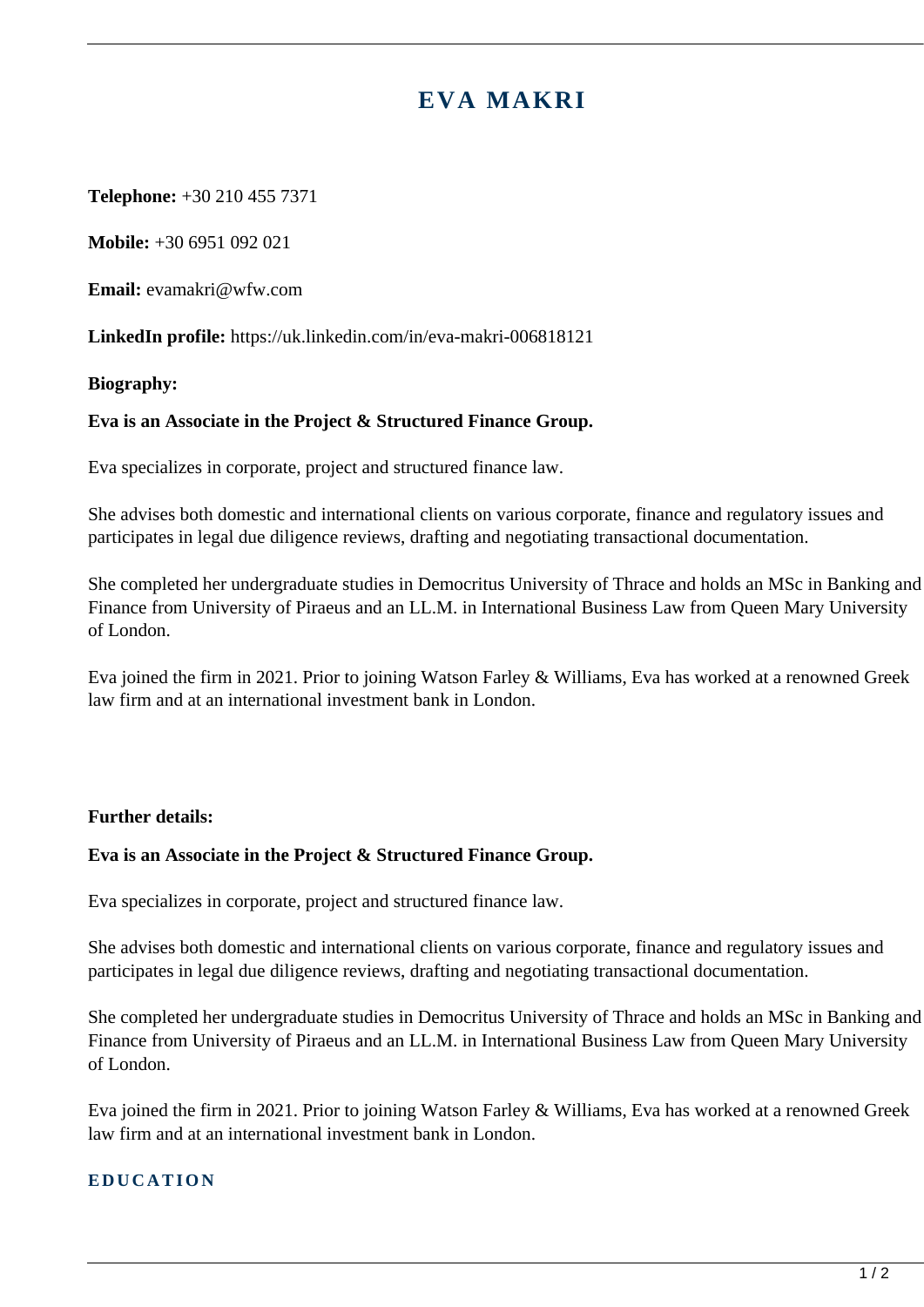# EVA MAKRI

**Telephone:** +30 210 455 7371

**Mobile:** +30 6951 092 021

**Email:** evamakri@wfw.com

**LinkedIn profile:** https://uk.linkedin.com/in/eva-makri-006818121

**Biography:**

**Eva is an Associate in the Project & Structured Finance Group.**

Eva specializes in corporate, project and structured finance law.

She advises both domestic and international clients on various corporate, finance and regulatory issues and participates in legal due diligence reviews, drafting and negotiating transactional documentation.

She completed her undergraduate studies in Democritus University of Thrace and holds an MSc in Banking and Finance from University of Piraeus and an LL.M. in International Business Law from Queen Mary University of London.

Eva joined the firm in 2021. Prior to joining Watson Farley & Williams, Eva has worked at a renowned Greek law firm and at an international investment bank in London.

**Further details:**

**Eva is an Associate in the Project & Structured Finance Group.**

Eva specializes in corporate, project and structured finance law.

She advises both domestic and international clients on various corporate, finance and regulatory issues and participates in legal due diligence reviews, drafting and negotiating transactional documentation.

She completed her undergraduate studies in Democritus University of Thrace and holds an MSc in Banking and Finance from University of Piraeus and an LL.M. in International Business Law from Queen Mary University of London.

Eva joined the firm in 2021. Prior to joining Watson Farley & Williams, Eva has worked at a renowned Greek law firm and at an international investment bank in London.

## EDUCATION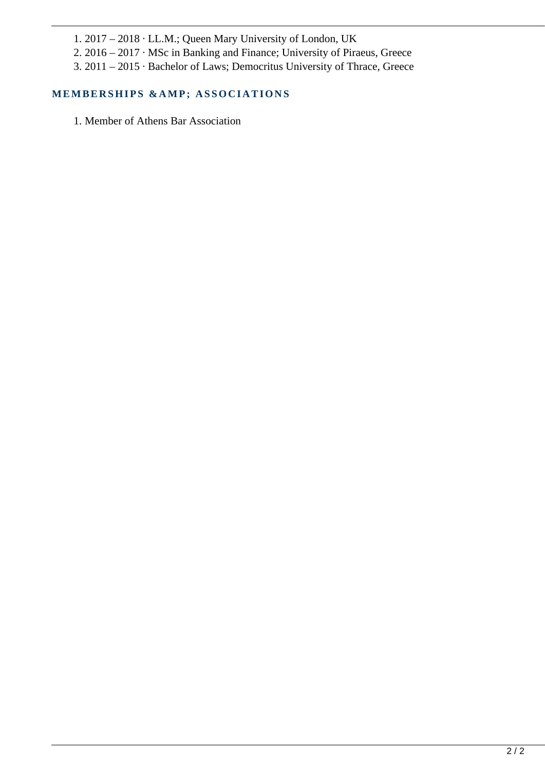1. 2017 – 2018 · LL.M.; Queen Mary University of London, UK
2. 2016 – 2017 · MSc in Banking and Finance; University of Piraeus, Greece
3. 2011 – 2015 · Bachelor of Laws; Democritus University of Thrace, Greece

## MEMBERSHIPS &AMP; ASSOCIATIONS

1. Member of Athens Bar Association